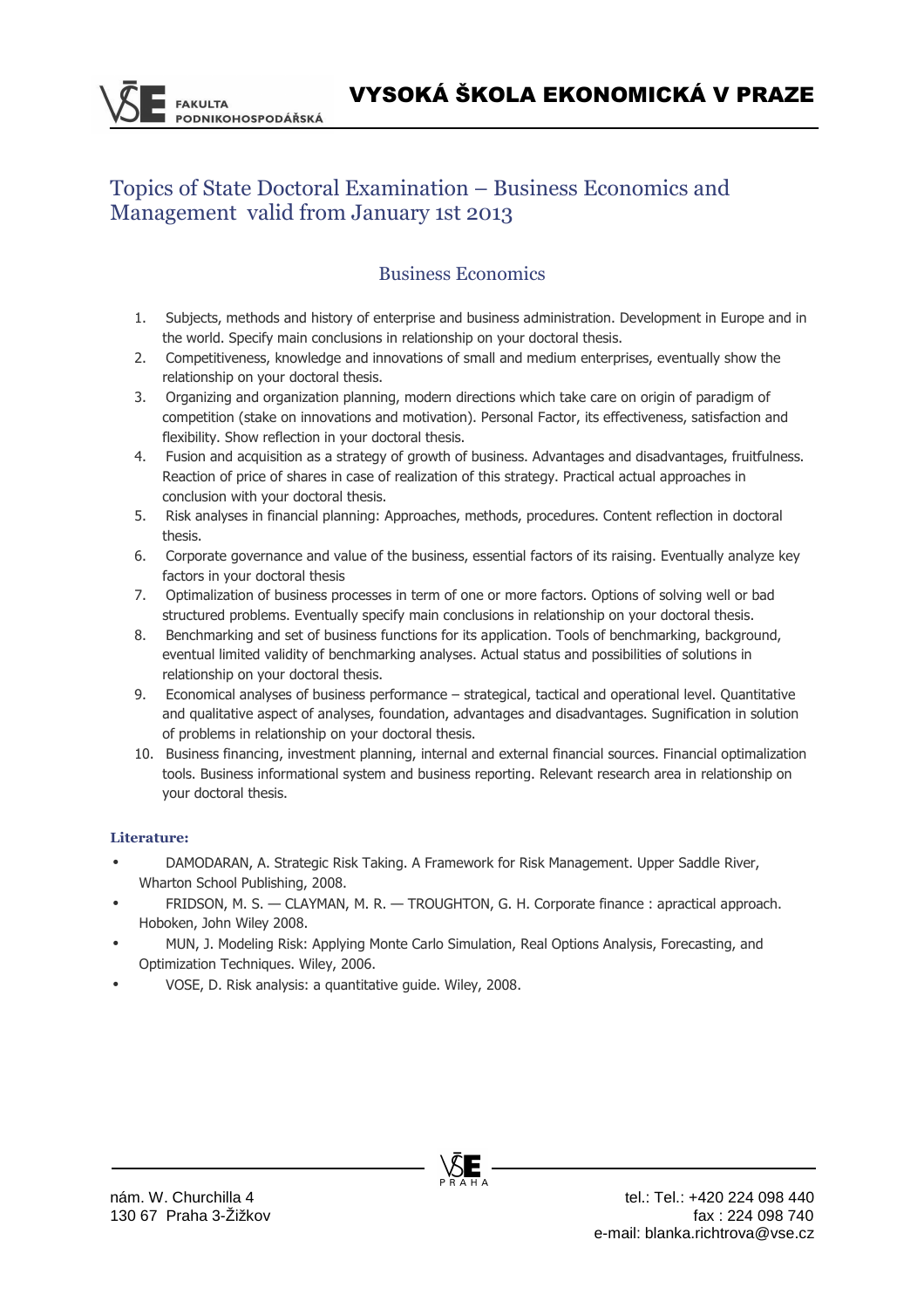# Topics of State Doctoral Examination – Business Economics and Management valid from January 1st 2013

## Business Economics

1. Subjects, methods and history of enterprise and business administration. Development in Europe and in the world. Specify main conclusions in relationship on your doctoral thesis.
2. Competitiveness, knowledge and innovations of small and medium enterprises, eventually show the relationship on your doctoral thesis.
3. Organizing and organization planning, modern directions which take care on origin of paradigm of competition (stake on innovations and motivation). Personal Factor, its effectiveness, satisfaction and flexibility. Show reflection in your doctoral thesis.
4. Fusion and acquisition as a strategy of growth of business. Advantages and disadvantages, fruitfulness. Reaction of price of shares in case of realization of this strategy. Practical actual approaches in conclusion with your doctoral thesis.
5. Risk analyses in financial planning: Approaches, methods, procedures. Content reflection in doctoral thesis.
6. Corporate governance and value of the business, essential factors of its raising. Eventually analyze key factors in your doctoral thesis
7. Optimalization of business processes in term of one or more factors. Options of solving well or bad structured problems. Eventually specify main conclusions in relationship on your doctoral thesis.
8. Benchmarking and set of business functions for its application. Tools of benchmarking, background, eventual limited validity of benchmarking analyses. Actual status and possibilities of solutions in relationship on your doctoral thesis.
9. Economical analyses of business performance – strategical, tactical and operational level. Quantitative and qualitative aspect of analyses, foundation, advantages and disadvantages. Sugnification in solution of problems in relationship on your doctoral thesis.
10. Business financing, investment planning, internal and external financial sources. Financial optimalization tools. Business informational system and business reporting. Relevant research area in relationship on your doctoral thesis.

**Literature:**

- DAMODARAN, A. Strategic Risk Taking. A Framework for Risk Management. Upper Saddle River, Wharton School Publishing, 2008.
- FRIDSON, M. S. — CLAYMAN, M. R. — TROUGHTON, G. H. Corporate finance : apractical approach. Hoboken, John Wiley 2008.
- MUN, J. Modeling Risk: Applying Monte Carlo Simulation, Real Options Analysis, Forecasting, and Optimization Techniques. Wiley, 2006.
- VOSE, D. Risk analysis: a quantitative guide. Wiley, 2008.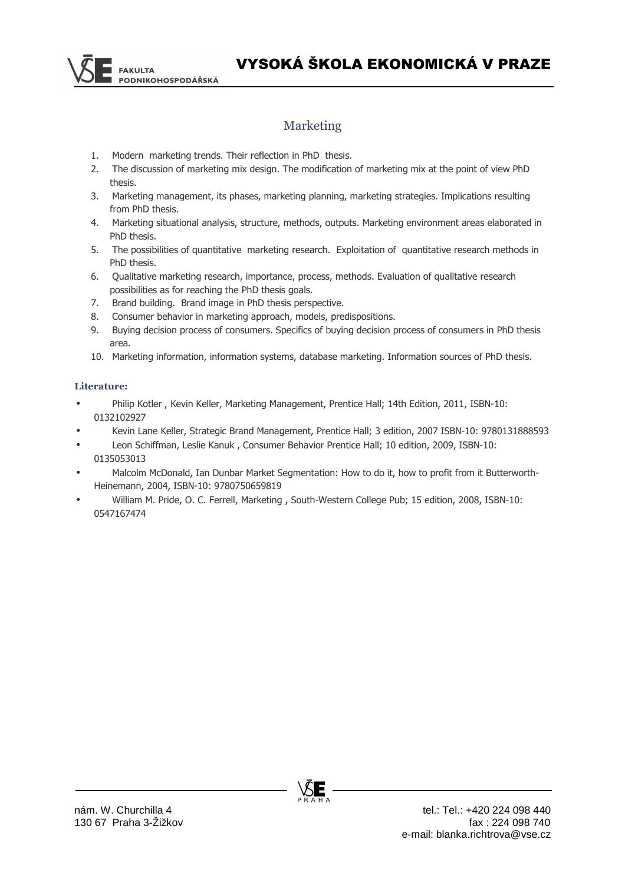## Marketing

1. Modern marketing trends. Their reflection in PhD thesis.
2. The discussion of marketing mix design. The modification of marketing mix at the point of view PhD thesis.
3. Marketing management, its phases, marketing planning, marketing strategies. Implications resulting from PhD thesis.
4. Marketing situational analysis, structure, methods, outputs. Marketing environment areas elaborated in PhD thesis.
5. The possibilities of quantitative marketing research. Exploitation of quantitative research methods in PhD thesis.
6. Qualitative marketing research, importance, process, methods. Evaluation of qualitative research possibilities as for reaching the PhD thesis goals.
7. Brand building. Brand image in PhD thesis perspective.
8. Consumer behavior in marketing approach, models, predispositions.
9. Buying decision process of consumers. Specifics of buying decision process of consumers in PhD thesis area.
10. Marketing information, information systems, database marketing. Information sources of PhD thesis.

**Literature:**

- Philip Kotler , Kevin Keller, Marketing Management, Prentice Hall; 14th Edition, 2011, ISBN-10: 0132102927
- Kevin Lane Keller, Strategic Brand Management, Prentice Hall; 3 edition, 2007 ISBN-10: 9780131888593
- Leon Schiffman, Leslie Kanuk , Consumer Behavior Prentice Hall; 10 edition, 2009, ISBN-10: 0135053013
- Malcolm McDonald, Ian Dunbar Market Segmentation: How to do it, how to profit from it Butterworth-Heinemann, 2004, ISBN-10: 9780750659819
- William M. Pride, O. C. Ferrell, Marketing , South-Western College Pub; 15 edition, 2008, ISBN-10: 0547167474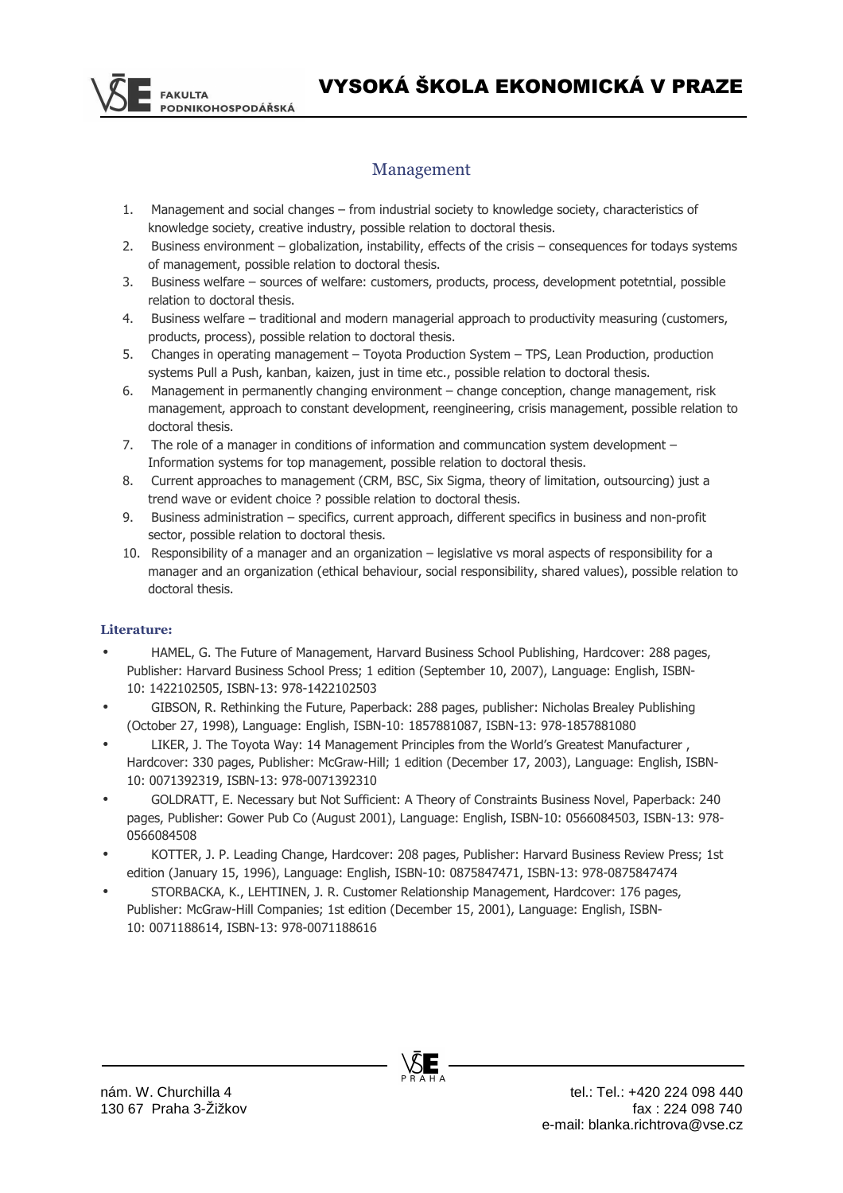## Management

1. Management and social changes – from industrial society to knowledge society, characteristics of knowledge society, creative industry, possible relation to doctoral thesis.
2. Business environment – globalization, instability, effects of the crisis – consequences for todays systems of management, possible relation to doctoral thesis.
3. Business welfare – sources of welfare: customers, products, process, development potetntial, possible relation to doctoral thesis.
4. Business welfare – traditional and modern managerial approach to productivity measuring (customers, products, process), possible relation to doctoral thesis.
5. Changes in operating management – Toyota Production System – TPS, Lean Production, production systems Pull a Push, kanban, kaizen, just in time etc., possible relation to doctoral thesis.
6. Management in permanently changing environment – change conception, change management, risk management, approach to constant development, reengineering, crisis management, possible relation to doctoral thesis.
7. The role of a manager in conditions of information and communcation system development – Information systems for top management, possible relation to doctoral thesis.
8. Current approaches to management (CRM, BSC, Six Sigma, theory of limitation, outsourcing) just a trend wave or evident choice ? possible relation to doctoral thesis.
9. Business administration – specifics, current approach, different specifics in business and non-profit sector, possible relation to doctoral thesis.
10. Responsibility of a manager and an organization – legislative vs moral aspects of responsibility for a manager and an organization (ethical behaviour, social responsibility, shared values), possible relation to doctoral thesis.

**Literature:**

- HAMEL, G. The Future of Management, Harvard Business School Publishing, Hardcover: 288 pages, Publisher: Harvard Business School Press; 1 edition (September 10, 2007), Language: English, ISBN-10: 1422102505, ISBN-13: 978-1422102503
- GIBSON, R. Rethinking the Future, Paperback: 288 pages, publisher: Nicholas Brealey Publishing (October 27, 1998), Language: English, ISBN-10: 1857881087, ISBN-13: 978-1857881080
- LIKER, J. The Toyota Way: 14 Management Principles from the World's Greatest Manufacturer , Hardcover: 330 pages, Publisher: McGraw-Hill; 1 edition (December 17, 2003), Language: English, ISBN-10: 0071392319, ISBN-13: 978-0071392310
- GOLDRATT, E. Necessary but Not Sufficient: A Theory of Constraints Business Novel, Paperback: 240 pages, Publisher: Gower Pub Co (August 2001), Language: English, ISBN-10: 0566084503, ISBN-13: 978-0566084508
- KOTTER, J. P. Leading Change, Hardcover: 208 pages, Publisher: Harvard Business Review Press; 1st edition (January 15, 1996), Language: English, ISBN-10: 0875847471, ISBN-13: 978-0875847474
- STORBACKA, K., LEHTINEN, J. R. Customer Relationship Management, Hardcover: 176 pages, Publisher: McGraw-Hill Companies; 1st edition (December 15, 2001), Language: English, ISBN-10: 0071188614, ISBN-13: 978-0071188616